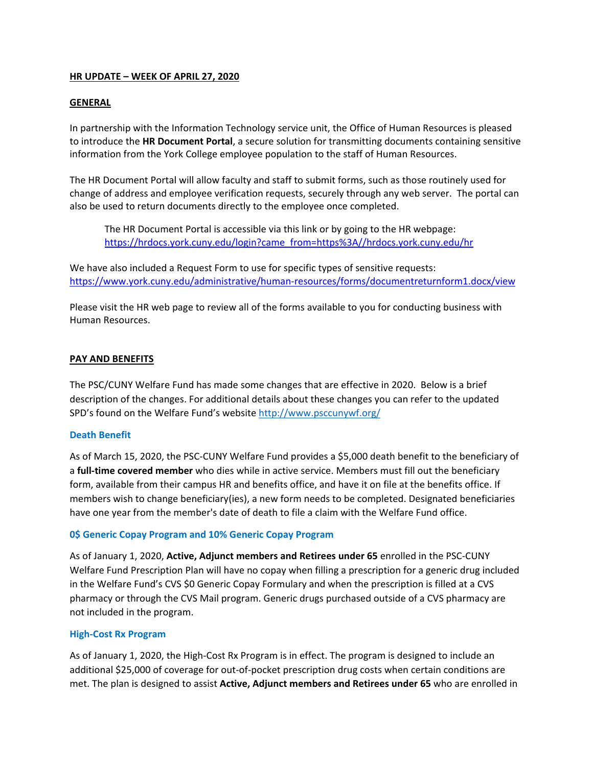**HR UPDATE – WEEK OF APRIL 27, 2020**

**GENERAL**

In partnership with the Information Technology service unit, the Office of Human Resources is pleased to introduce the **HR Document Portal**, a secure solution for transmitting documents containing sensitive information from the York College employee population to the staff of Human Resources.

The HR Document Portal will allow faculty and staff to submit forms, such as those routinely used for change of address and employee verification requests, securely through any web server. The portal can also be used to return documents directly to the employee once completed.

> The HR Document Portal is accessible via this link or by going to the HR webpage: https://hrdocs.york.cuny.edu/login?came_from=https%3A//hrdocs.york.cuny.edu/hr

We have also included a Request Form to use for specific types of sensitive requests: https://www.york.cuny.edu/administrative/human-resources/forms/documentreturnform1.docx/view

Please visit the HR web page to review all of the forms available to you for conducting business with Human Resources.

**PAY AND BENEFITS**

The PSC/CUNY Welfare Fund has made some changes that are effective in 2020. Below is a brief description of the changes. For additional details about these changes you can refer to the updated SPD's found on the Welfare Fund's website http://www.psccunywf.org/

**Death Benefit**

As of March 15, 2020, the PSC-CUNY Welfare Fund provides a $5,000 death benefit to the beneficiary of a **full-time covered member** who dies while in active service. Members must fill out the beneficiary form, available from their campus HR and benefits office, and have it on file at the benefits office. If members wish to change beneficiary(ies), a new form needs to be completed. Designated beneficiaries have one year from the member's date of death to file a claim with the Welfare Fund office.

**0$ Generic Copay Program and 10% Generic Copay Program**

As of January 1, 2020, **Active, Adjunct members and Retirees under 65** enrolled in the PSC-CUNY Welfare Fund Prescription Plan will have no copay when filling a prescription for a generic drug included in the Welfare Fund's CVS $0 Generic Copay Formulary and when the prescription is filled at a CVS pharmacy or through the CVS Mail program. Generic drugs purchased outside of a CVS pharmacy are not included in the program.

**High-Cost Rx Program**

As of January 1, 2020, the High-Cost Rx Program is in effect. The program is designed to include an additional $25,000 of coverage for out-of-pocket prescription drug costs when certain conditions are met. The plan is designed to assist **Active, Adjunct members and Retirees under 65** who are enrolled in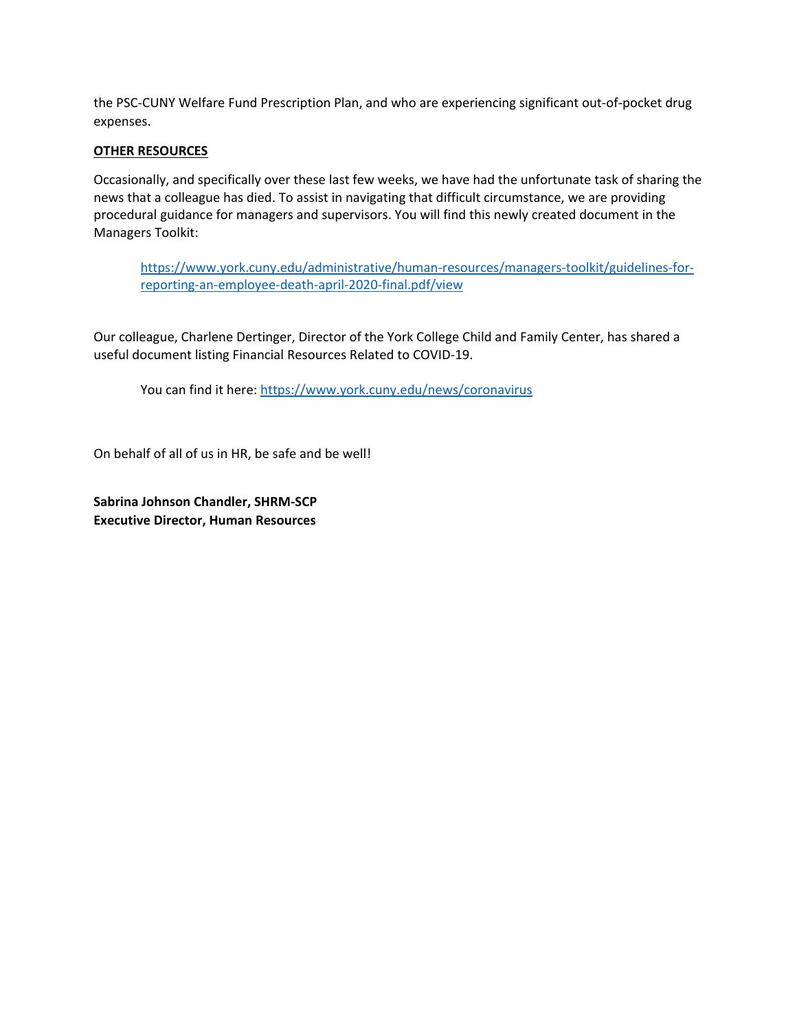the PSC-CUNY Welfare Fund Prescription Plan, and who are experiencing significant out-of-pocket drug expenses.

**OTHER RESOURCES**

Occasionally, and specifically over these last few weeks, we have had the unfortunate task of sharing the news that a colleague has died. To assist in navigating that difficult circumstance, we are providing procedural guidance for managers and supervisors. You will find this newly created document in the Managers Toolkit:

> https://www.york.cuny.edu/administrative/human-resources/managers-toolkit/guidelines-for-reporting-an-employee-death-april-2020-final.pdf/view

Our colleague, Charlene Dertinger, Director of the York College Child and Family Center, has shared a useful document listing Financial Resources Related to COVID-19.

> You can find it here: https://www.york.cuny.edu/news/coronavirus

On behalf of all of us in HR, be safe and be well!

**Sabrina Johnson Chandler, SHRM-SCP**
**Executive Director, Human Resources**